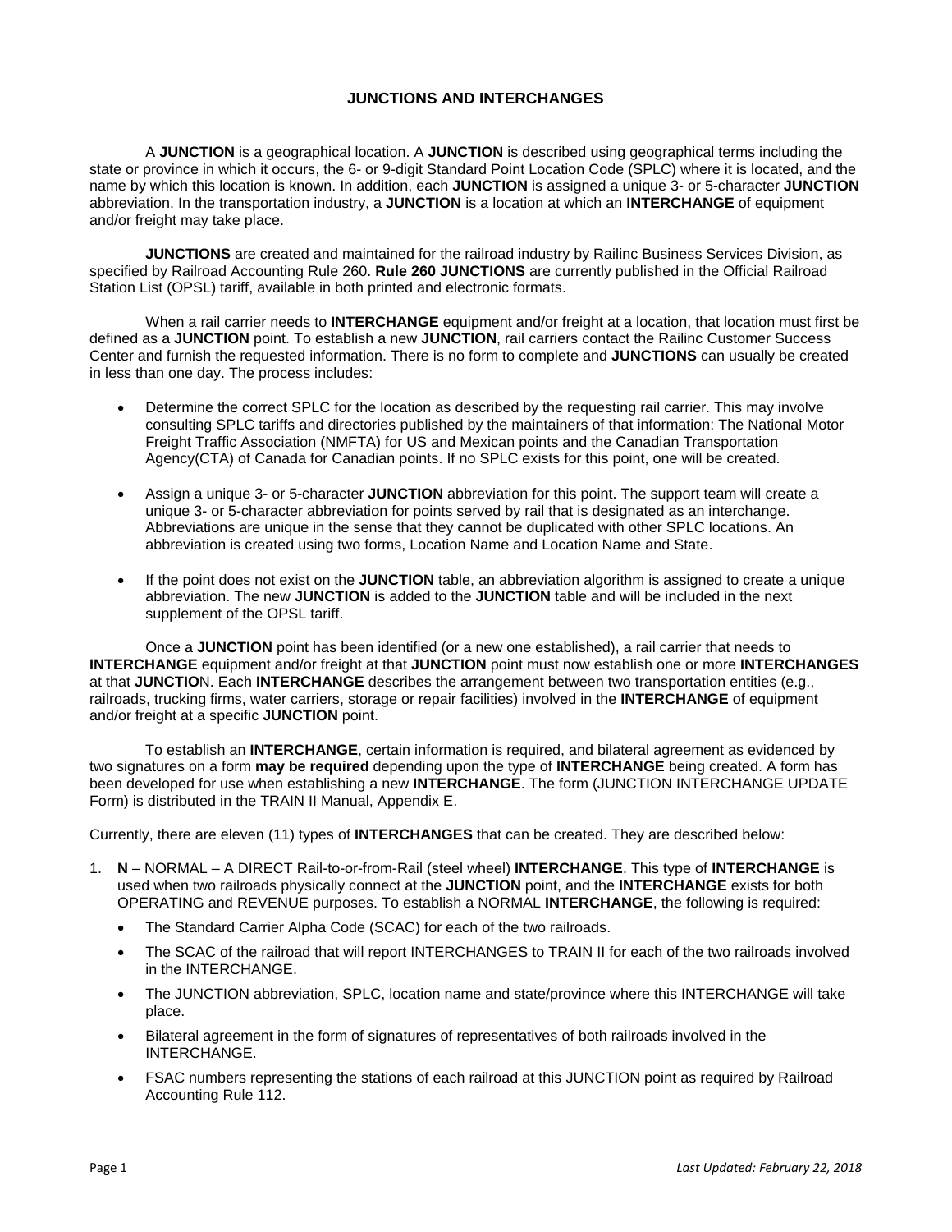# JUNCTIONS AND INTERCHANGES

A **JUNCTION** is a geographical location. A **JUNCTION** is described using geographical terms including the state or province in which it occurs, the 6- or 9-digit Standard Point Location Code (SPLC) where it is located, and the name by which this location is known. In addition, each **JUNCTION** is assigned a unique 3- or 5-character **JUNCTION** abbreviation. In the transportation industry, a **JUNCTION** is a location at which an **INTERCHANGE** of equipment and/or freight may take place.

**JUNCTIONS** are created and maintained for the railroad industry by Railinc Business Services Division, as specified by Railroad Accounting Rule 260. **Rule 260 JUNCTIONS** are currently published in the Official Railroad Station List (OPSL) tariff, available in both printed and electronic formats.

When a rail carrier needs to **INTERCHANGE** equipment and/or freight at a location, that location must first be defined as a **JUNCTION** point. To establish a new **JUNCTION**, rail carriers contact the Railinc Customer Success Center and furnish the requested information. There is no form to complete and **JUNCTIONS** can usually be created in less than one day. The process includes:

- Determine the correct SPLC for the location as described by the requesting rail carrier. This may involve consulting SPLC tariffs and directories published by the maintainers of that information: The National Motor Freight Traffic Association (NMFTA) for US and Mexican points and the Canadian Transportation Agency(CTA) of Canada for Canadian points. If no SPLC exists for this point, one will be created.
- Assign a unique 3- or 5-character **JUNCTION** abbreviation for this point. The support team will create a unique 3- or 5-character abbreviation for points served by rail that is designated as an interchange. Abbreviations are unique in the sense that they cannot be duplicated with other SPLC locations. An abbreviation is created using two forms, Location Name and Location Name and State.
- If the point does not exist on the **JUNCTION** table, an abbreviation algorithm is assigned to create a unique abbreviation. The new **JUNCTION** is added to the **JUNCTION** table and will be included in the next supplement of the OPSL tariff.

Once a **JUNCTION** point has been identified (or a new one established), a rail carrier that needs to **INTERCHANGE** equipment and/or freight at that **JUNCTION** point must now establish one or more **INTERCHANGES** at that **JUNCTIO**N. Each **INTERCHANGE** describes the arrangement between two transportation entities (e.g., railroads, trucking firms, water carriers, storage or repair facilities) involved in the **INTERCHANGE** of equipment and/or freight at a specific **JUNCTION** point.

To establish an **INTERCHANGE**, certain information is required, and bilateral agreement as evidenced by two signatures on a form **may be required** depending upon the type of **INTERCHANGE** being created. A form has been developed for use when establishing a new **INTERCHANGE**. The form (JUNCTION INTERCHANGE UPDATE Form) is distributed in the TRAIN II Manual, Appendix E.

Currently, there are eleven (11) types of **INTERCHANGES** that can be created. They are described below:

1. **N** – NORMAL – A DIRECT Rail-to-or-from-Rail (steel wheel) **INTERCHANGE**. This type of **INTERCHANGE** is used when two railroads physically connect at the **JUNCTION** point, and the **INTERCHANGE** exists for both OPERATING and REVENUE purposes. To establish a NORMAL **INTERCHANGE**, the following is required:
   - The Standard Carrier Alpha Code (SCAC) for each of the two railroads.
   - The SCAC of the railroad that will report INTERCHANGES to TRAIN II for each of the two railroads involved in the INTERCHANGE.
   - The JUNCTION abbreviation, SPLC, location name and state/province where this INTERCHANGE will take place.
   - Bilateral agreement in the form of signatures of representatives of both railroads involved in the INTERCHANGE.
   - FSAC numbers representing the stations of each railroad at this JUNCTION point as required by Railroad Accounting Rule 112.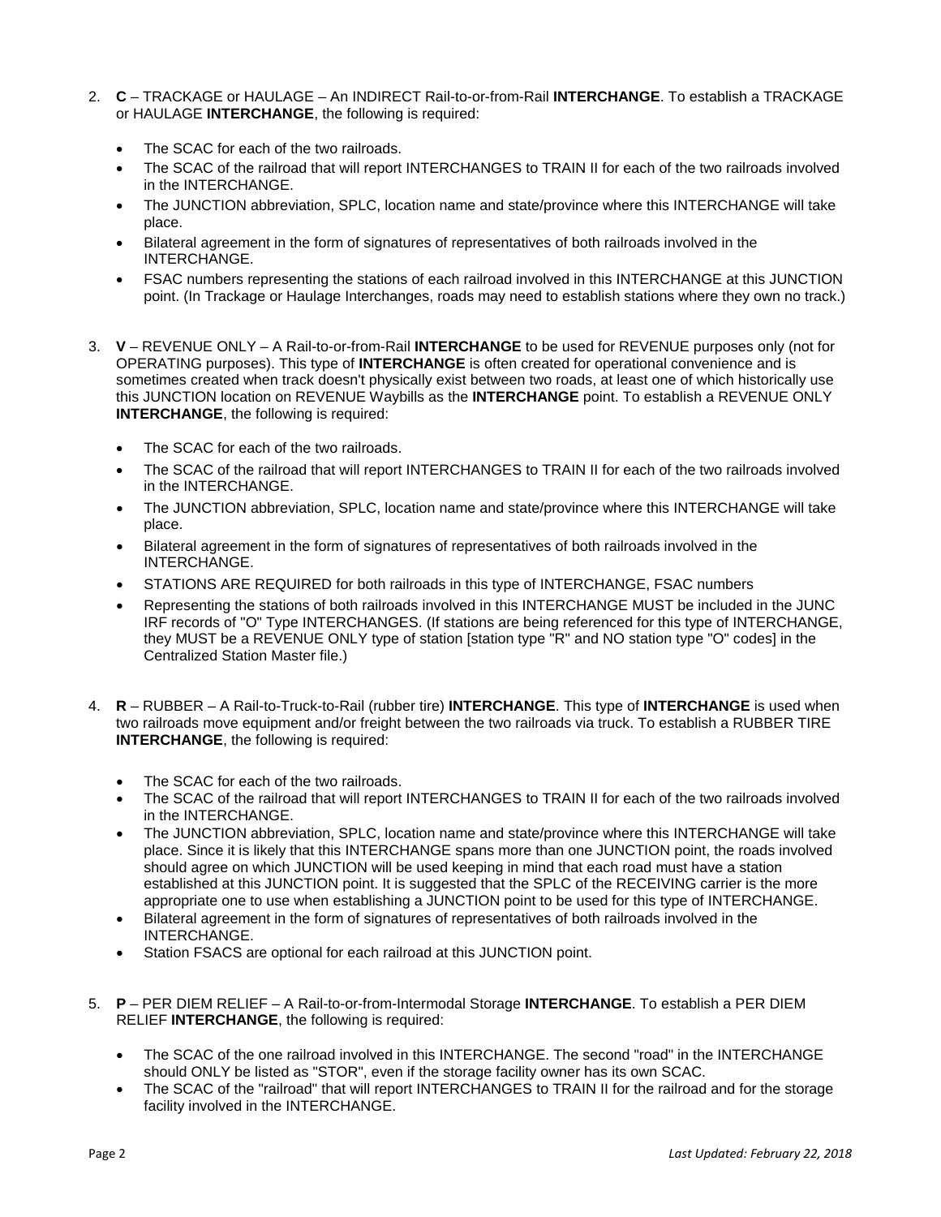2. **C** – TRACKAGE or HAULAGE – An INDIRECT Rail-to-or-from-Rail **INTERCHANGE**. To establish a TRACKAGE or HAULAGE **INTERCHANGE**, the following is required:

   - The SCAC for each of the two railroads.
   - The SCAC of the railroad that will report INTERCHANGES to TRAIN II for each of the two railroads involved in the INTERCHANGE.
   - The JUNCTION abbreviation, SPLC, location name and state/province where this INTERCHANGE will take place.
   - Bilateral agreement in the form of signatures of representatives of both railroads involved in the INTERCHANGE.
   - FSAC numbers representing the stations of each railroad involved in this INTERCHANGE at this JUNCTION point. (In Trackage or Haulage Interchanges, roads may need to establish stations where they own no track.)

3. **V** – REVENUE ONLY – A Rail-to-or-from-Rail **INTERCHANGE** to be used for REVENUE purposes only (not for OPERATING purposes). This type of **INTERCHANGE** is often created for operational convenience and is sometimes created when track doesn't physically exist between two roads, at least one of which historically use this JUNCTION location on REVENUE Waybills as the **INTERCHANGE** point. To establish a REVENUE ONLY **INTERCHANGE**, the following is required:

   - The SCAC for each of the two railroads.
   - The SCAC of the railroad that will report INTERCHANGES to TRAIN II for each of the two railroads involved in the INTERCHANGE.
   - The JUNCTION abbreviation, SPLC, location name and state/province where this INTERCHANGE will take place.
   - Bilateral agreement in the form of signatures of representatives of both railroads involved in the INTERCHANGE.
   - STATIONS ARE REQUIRED for both railroads in this type of INTERCHANGE, FSAC numbers
   - Representing the stations of both railroads involved in this INTERCHANGE MUST be included in the JUNC IRF records of "O" Type INTERCHANGES. (If stations are being referenced for this type of INTERCHANGE, they MUST be a REVENUE ONLY type of station [station type "R" and NO station type "O" codes] in the Centralized Station Master file.)

4. **R** – RUBBER – A Rail-to-Truck-to-Rail (rubber tire) **INTERCHANGE**. This type of **INTERCHANGE** is used when two railroads move equipment and/or freight between the two railroads via truck. To establish a RUBBER TIRE **INTERCHANGE**, the following is required:

   - The SCAC for each of the two railroads.
   - The SCAC of the railroad that will report INTERCHANGES to TRAIN II for each of the two railroads involved in the INTERCHANGE.
   - The JUNCTION abbreviation, SPLC, location name and state/province where this INTERCHANGE will take place. Since it is likely that this INTERCHANGE spans more than one JUNCTION point, the roads involved should agree on which JUNCTION will be used keeping in mind that each road must have a station established at this JUNCTION point. It is suggested that the SPLC of the RECEIVING carrier is the more appropriate one to use when establishing a JUNCTION point to be used for this type of INTERCHANGE.
   - Bilateral agreement in the form of signatures of representatives of both railroads involved in the INTERCHANGE.
   - Station FSACS are optional for each railroad at this JUNCTION point.

5. **P** – PER DIEM RELIEF – A Rail-to-or-from-Intermodal Storage **INTERCHANGE**. To establish a PER DIEM RELIEF **INTERCHANGE**, the following is required:

   - The SCAC of the one railroad involved in this INTERCHANGE. The second "road" in the INTERCHANGE should ONLY be listed as "STOR", even if the storage facility owner has its own SCAC.
   - The SCAC of the "railroad" that will report INTERCHANGES to TRAIN II for the railroad and for the storage facility involved in the INTERCHANGE.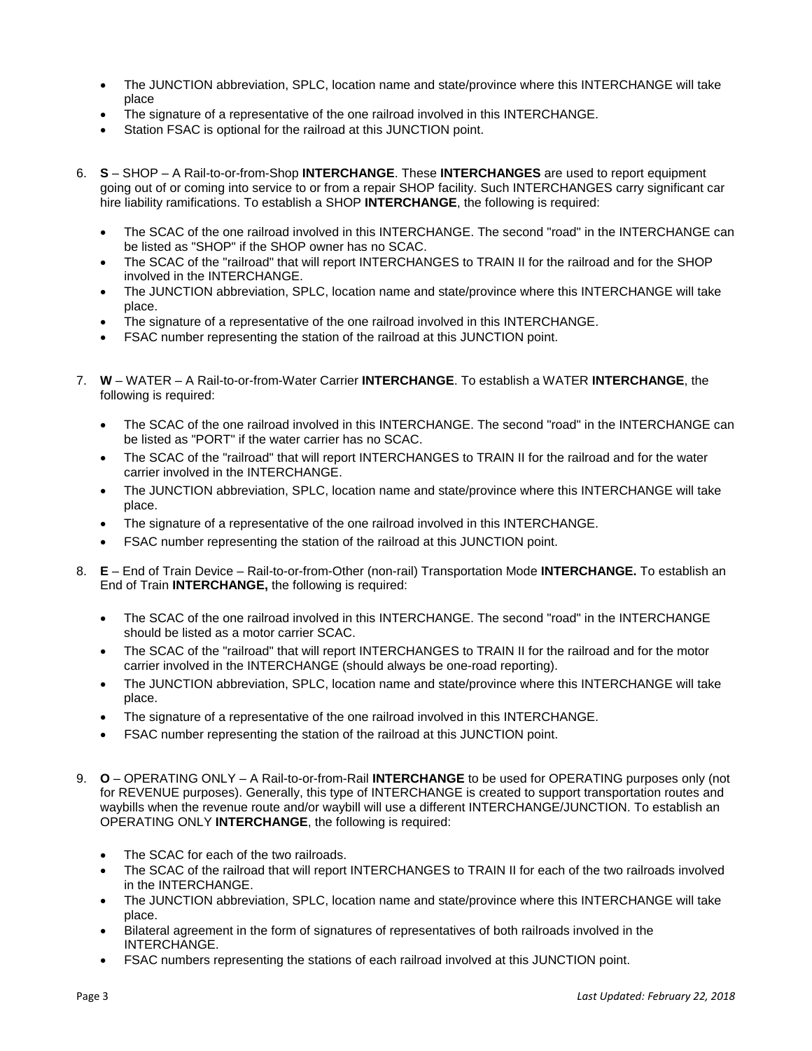- The JUNCTION abbreviation, SPLC, location name and state/province where this INTERCHANGE will take place
- The signature of a representative of the one railroad involved in this INTERCHANGE.
- Station FSAC is optional for the railroad at this JUNCTION point.

6. **S** – SHOP – A Rail-to-or-from-Shop **INTERCHANGE**. These **INTERCHANGES** are used to report equipment going out of or coming into service to or from a repair SHOP facility. Such INTERCHANGES carry significant car hire liability ramifications. To establish a SHOP **INTERCHANGE**, the following is required:

   - The SCAC of the one railroad involved in this INTERCHANGE. The second "road" in the INTERCHANGE can be listed as "SHOP" if the SHOP owner has no SCAC.
   - The SCAC of the "railroad" that will report INTERCHANGES to TRAIN II for the railroad and for the SHOP involved in the INTERCHANGE.
   - The JUNCTION abbreviation, SPLC, location name and state/province where this INTERCHANGE will take place.
   - The signature of a representative of the one railroad involved in this INTERCHANGE.
   - FSAC number representing the station of the railroad at this JUNCTION point.

7. **W** – WATER – A Rail-to-or-from-Water Carrier **INTERCHANGE**. To establish a WATER **INTERCHANGE**, the following is required:

   - The SCAC of the one railroad involved in this INTERCHANGE. The second "road" in the INTERCHANGE can be listed as "PORT" if the water carrier has no SCAC.
   - The SCAC of the "railroad" that will report INTERCHANGES to TRAIN II for the railroad and for the water carrier involved in the INTERCHANGE.
   - The JUNCTION abbreviation, SPLC, location name and state/province where this INTERCHANGE will take place.
   - The signature of a representative of the one railroad involved in this INTERCHANGE.
   - FSAC number representing the station of the railroad at this JUNCTION point.

8. **E** – End of Train Device – Rail-to-or-from-Other (non-rail) Transportation Mode **INTERCHANGE.** To establish an End of Train **INTERCHANGE,** the following is required:

   - The SCAC of the one railroad involved in this INTERCHANGE. The second "road" in the INTERCHANGE should be listed as a motor carrier SCAC.
   - The SCAC of the "railroad" that will report INTERCHANGES to TRAIN II for the railroad and for the motor carrier involved in the INTERCHANGE (should always be one-road reporting).
   - The JUNCTION abbreviation, SPLC, location name and state/province where this INTERCHANGE will take place.
   - The signature of a representative of the one railroad involved in this INTERCHANGE.
   - FSAC number representing the station of the railroad at this JUNCTION point.

9. **O** – OPERATING ONLY – A Rail-to-or-from-Rail **INTERCHANGE** to be used for OPERATING purposes only (not for REVENUE purposes). Generally, this type of INTERCHANGE is created to support transportation routes and waybills when the revenue route and/or waybill will use a different INTERCHANGE/JUNCTION. To establish an OPERATING ONLY **INTERCHANGE**, the following is required:

   - The SCAC for each of the two railroads.
   - The SCAC of the railroad that will report INTERCHANGES to TRAIN II for each of the two railroads involved in the INTERCHANGE.
   - The JUNCTION abbreviation, SPLC, location name and state/province where this INTERCHANGE will take place.
   - Bilateral agreement in the form of signatures of representatives of both railroads involved in the INTERCHANGE.
   - FSAC numbers representing the stations of each railroad involved at this JUNCTION point.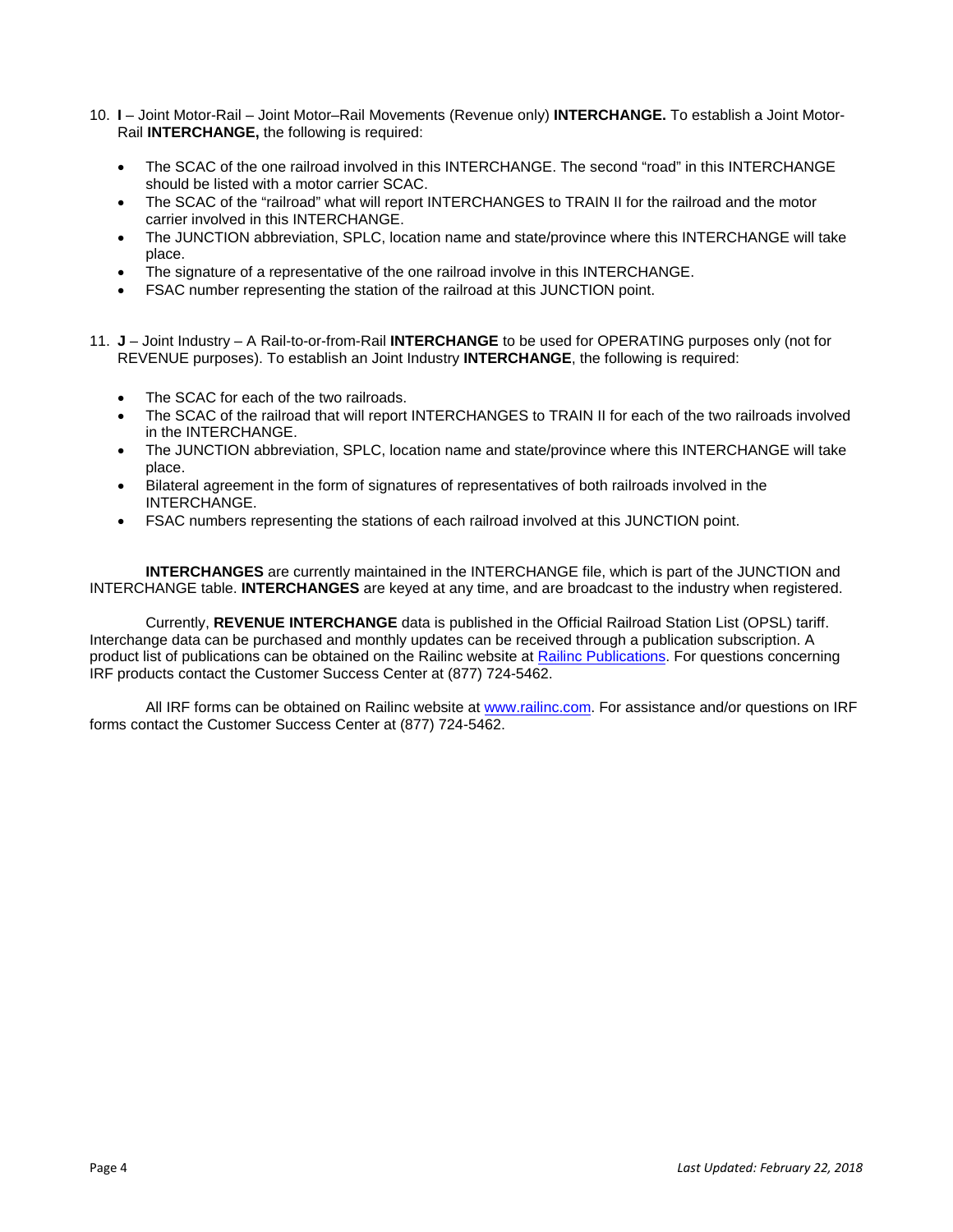10. **I** – Joint Motor-Rail – Joint Motor–Rail Movements (Revenue only) **INTERCHANGE.** To establish a Joint Motor-Rail **INTERCHANGE,** the following is required:

    - The SCAC of the one railroad involved in this INTERCHANGE. The second "road" in this INTERCHANGE should be listed with a motor carrier SCAC.
    - The SCAC of the "railroad" what will report INTERCHANGES to TRAIN II for the railroad and the motor carrier involved in this INTERCHANGE.
    - The JUNCTION abbreviation, SPLC, location name and state/province where this INTERCHANGE will take place.
    - The signature of a representative of the one railroad involve in this INTERCHANGE.
    - FSAC number representing the station of the railroad at this JUNCTION point.

11. **J** – Joint Industry – A Rail-to-or-from-Rail **INTERCHANGE** to be used for OPERATING purposes only (not for REVENUE purposes). To establish an Joint Industry **INTERCHANGE**, the following is required:

    - The SCAC for each of the two railroads.
    - The SCAC of the railroad that will report INTERCHANGES to TRAIN II for each of the two railroads involved in the INTERCHANGE.
    - The JUNCTION abbreviation, SPLC, location name and state/province where this INTERCHANGE will take place.
    - Bilateral agreement in the form of signatures of representatives of both railroads involved in the INTERCHANGE.
    - FSAC numbers representing the stations of each railroad involved at this JUNCTION point.

**INTERCHANGES** are currently maintained in the INTERCHANGE file, which is part of the JUNCTION and INTERCHANGE table. **INTERCHANGES** are keyed at any time, and are broadcast to the industry when registered.

Currently, **REVENUE INTERCHANGE** data is published in the Official Railroad Station List (OPSL) tariff. Interchange data can be purchased and monthly updates can be received through a publication subscription. A product list of publications can be obtained on the Railinc website at Railinc Publications. For questions concerning IRF products contact the Customer Success Center at (877) 724-5462.

All IRF forms can be obtained on Railinc website at www.railinc.com. For assistance and/or questions on IRF forms contact the Customer Success Center at (877) 724-5462.

*Last Updated: February 22, 2018*